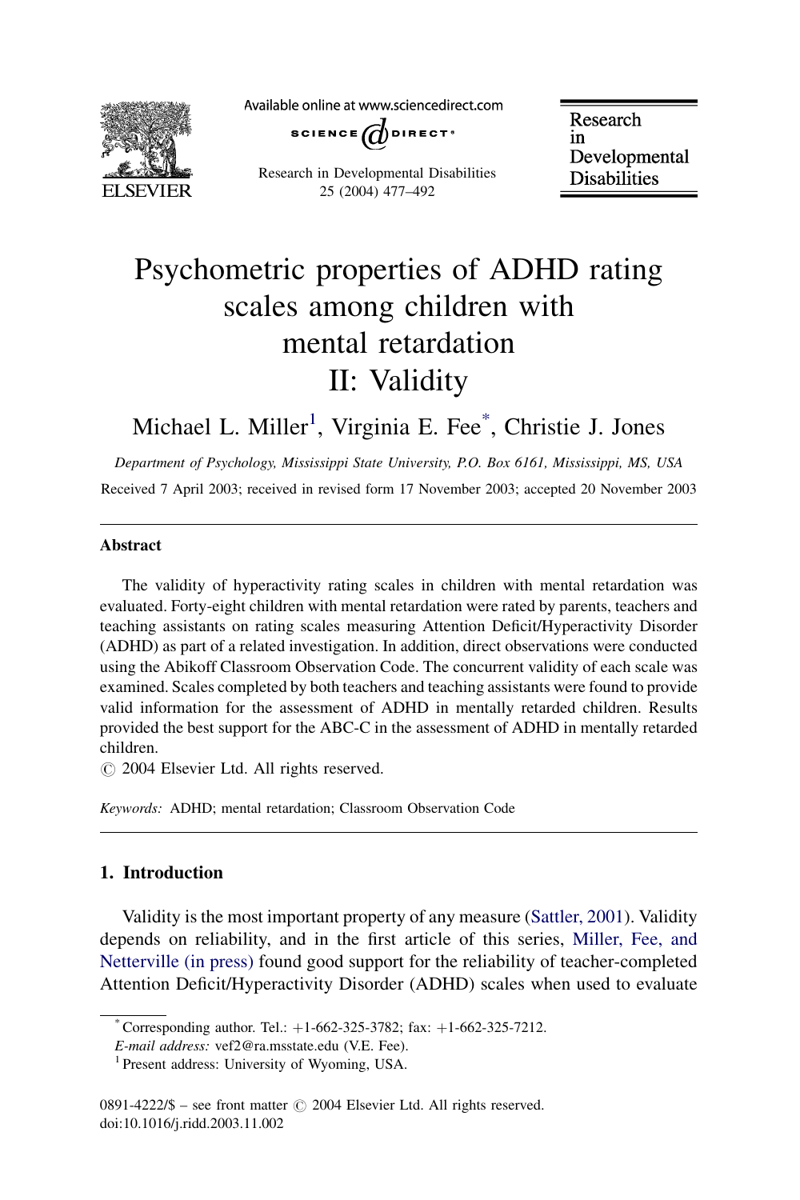# Psychometric properties of ADHD rating scales among children with mental retardation II: Validity

Michael L. Miller[1], Virginia E. Fee*, Christie J. Jones

*Department of Psychology, Mississippi State University, P.O. Box 6161, Mississippi, MS, USA*

Received 7 April 2003; received in revised form 17 November 2003; accepted 20 November 2003

## Abstract

The validity of hyperactivity rating scales in children with mental retardation was evaluated. Forty-eight children with mental retardation were rated by parents, teachers and teaching assistants on rating scales measuring Attention Deficit/Hyperactivity Disorder (ADHD) as part of a related investigation. In addition, direct observations were conducted using the Abikoff Classroom Observation Code. The concurrent validity of each scale was examined. Scales completed by both teachers and teaching assistants were found to provide valid information for the assessment of ADHD in mentally retarded children. Results provided the best support for the ABC-C in the assessment of ADHD in mentally retarded children.

© 2004 Elsevier Ltd. All rights reserved.

*Keywords:* ADHD; mental retardation; Classroom Observation Code

## 1. Introduction

Validity is the most important property of any measure (Sattler, 2001). Validity depends on reliability, and in the first article of this series, Miller, Fee, and Netterville (in press) found good support for the reliability of teacher-completed Attention Deficit/Hyperactivity Disorder (ADHD) scales when used to evaluate

* Corresponding author. Tel.: +1-662-325-3782; fax: +1-662-325-7212.
*E-mail address:* vef2@ra.msstate.edu (V.E. Fee).

[1] Present address: University of Wyoming, USA.

0891-4222/$ – see front matter © 2004 Elsevier Ltd. All rights reserved.
doi:10.1016/j.ridd.2003.11.002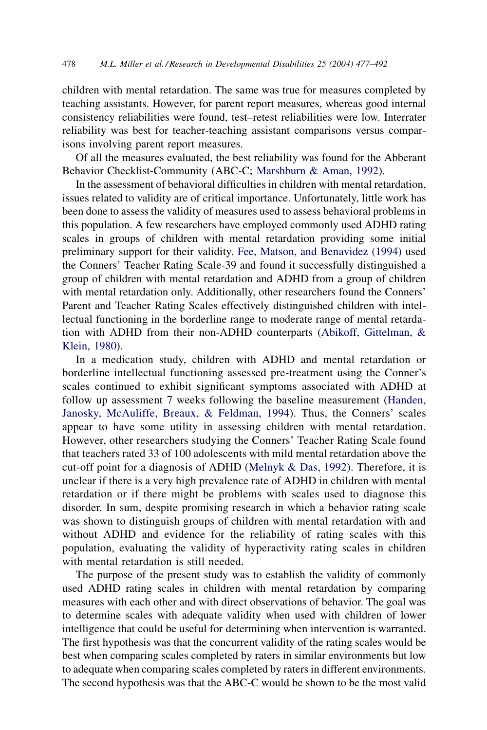children with mental retardation. The same was true for measures completed by teaching assistants. However, for parent report measures, whereas good internal consistency reliabilities were found, test–retest reliabilities were low. Interrater reliability was best for teacher-teaching assistant comparisons versus comparisons involving parent report measures.

Of all the measures evaluated, the best reliability was found for the Abberant Behavior Checklist-Community (ABC-C; Marshburn & Aman, 1992).

In the assessment of behavioral difficulties in children with mental retardation, issues related to validity are of critical importance. Unfortunately, little work has been done to assess the validity of measures used to assess behavioral problems in this population. A few researchers have employed commonly used ADHD rating scales in groups of children with mental retardation providing some initial preliminary support for their validity. Fee, Matson, and Benavidez (1994) used the Conners' Teacher Rating Scale-39 and found it successfully distinguished a group of children with mental retardation and ADHD from a group of children with mental retardation only. Additionally, other researchers found the Conners' Parent and Teacher Rating Scales effectively distinguished children with intellectual functioning in the borderline range to moderate range of mental retardation with ADHD from their non-ADHD counterparts (Abikoff, Gittelman, & Klein, 1980).

In a medication study, children with ADHD and mental retardation or borderline intellectual functioning assessed pre-treatment using the Conner's scales continued to exhibit significant symptoms associated with ADHD at follow up assessment 7 weeks following the baseline measurement (Handen, Janosky, McAuliffe, Breaux, & Feldman, 1994). Thus, the Conners' scales appear to have some utility in assessing children with mental retardation. However, other researchers studying the Conners' Teacher Rating Scale found that teachers rated 33 of 100 adolescents with mild mental retardation above the cut-off point for a diagnosis of ADHD (Melnyk & Das, 1992). Therefore, it is unclear if there is a very high prevalence rate of ADHD in children with mental retardation or if there might be problems with scales used to diagnose this disorder. In sum, despite promising research in which a behavior rating scale was shown to distinguish groups of children with mental retardation with and without ADHD and evidence for the reliability of rating scales with this population, evaluating the validity of hyperactivity rating scales in children with mental retardation is still needed.

The purpose of the present study was to establish the validity of commonly used ADHD rating scales in children with mental retardation by comparing measures with each other and with direct observations of behavior. The goal was to determine scales with adequate validity when used with children of lower intelligence that could be useful for determining when intervention is warranted. The first hypothesis was that the concurrent validity of the rating scales would be best when comparing scales completed by raters in similar environments but low to adequate when comparing scales completed by raters in different environments. The second hypothesis was that the ABC-C would be shown to be the most valid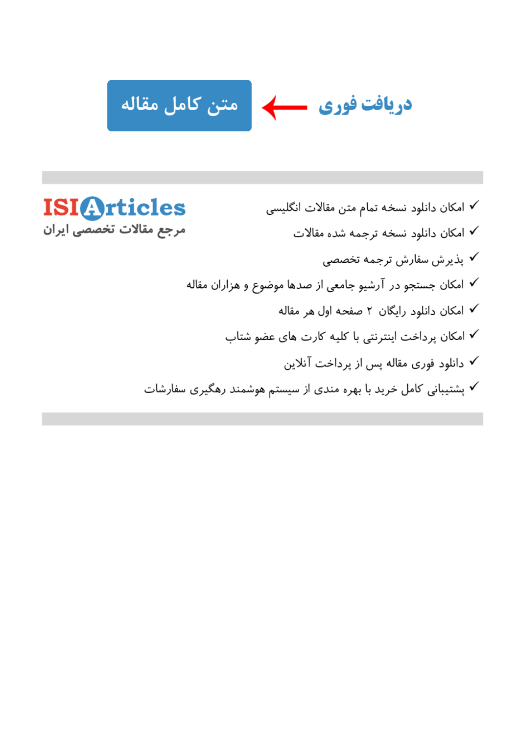دریافت فوری ← متن کامل مقاله

**ISIArticles**
مرجع مقالات تخصصی ایران

- ✓ امکان دانلود نسخه تمام متن مقالات انگلیسی
- ✓ امکان دانلود نسخه ترجمه شده مقالات
- ✓ پذیرش سفارش ترجمه تخصصی
- ✓ امکان جستجو در آرشیو جامعی از صدها موضوع و هزاران مقاله
- ✓ امکان دانلود رایگان ۲ صفحه اول هر مقاله
- ✓ امکان پرداخت اینترنتی با کلیه کارت های عضو شتاب
- ✓ دانلود فوری مقاله پس از پرداخت آنلاین
- ✓ پشتیبانی کامل خرید با بهره مندی از سیستم هوشمند رهگیری سفارشات